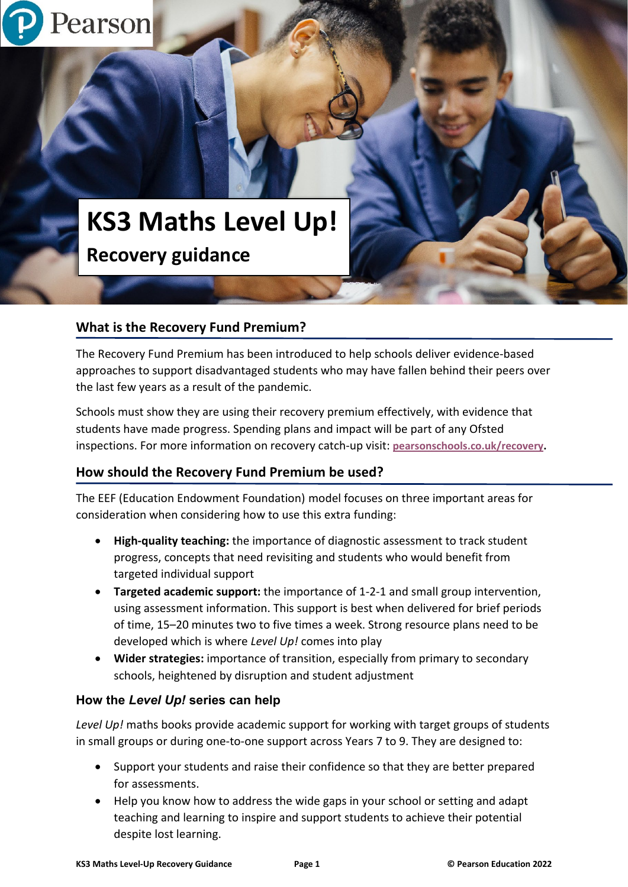# KS3 Maths Level Up!

## Recovery guidance

### What is the Recovery Fund Premium?

The Recovery Fund Premium has been introduced to help schools deliver evidence-based approaches to support disadvantaged students who may have fallen behind their peers over the last few years as a result of the pandemic.

Schools must show they are using their recovery premium effectively, with evidence that students have made progress. Spending plans and impact will be part of any Ofsted inspections. For more information on recovery catch-up visit: **pearsonschools.co.uk/recovery**.

### How should the Recovery Fund Premium be used?

The EEF (Education Endowment Foundation) model focuses on three important areas for consideration when considering how to use this extra funding:

- **High-quality teaching:** the importance of diagnostic assessment to track student progress, concepts that need revisiting and students who would benefit from targeted individual support
- **Targeted academic support:** the importance of 1-2-1 and small group intervention, using assessment information. This support is best when delivered for brief periods of time, 15–20 minutes two to five times a week. Strong resource plans need to be developed which is where *Level Up!* comes into play
- **Wider strategies:** importance of transition, especially from primary to secondary schools, heightened by disruption and student adjustment

### How the *Level Up!* series can help

*Level Up!* maths books provide academic support for working with target groups of students in small groups or during one-to-one support across Years 7 to 9. They are designed to:

- Support your students and raise their confidence so that they are better prepared for assessments.
- Help you know how to address the wide gaps in your school or setting and adapt teaching and learning to inspire and support students to achieve their potential despite lost learning.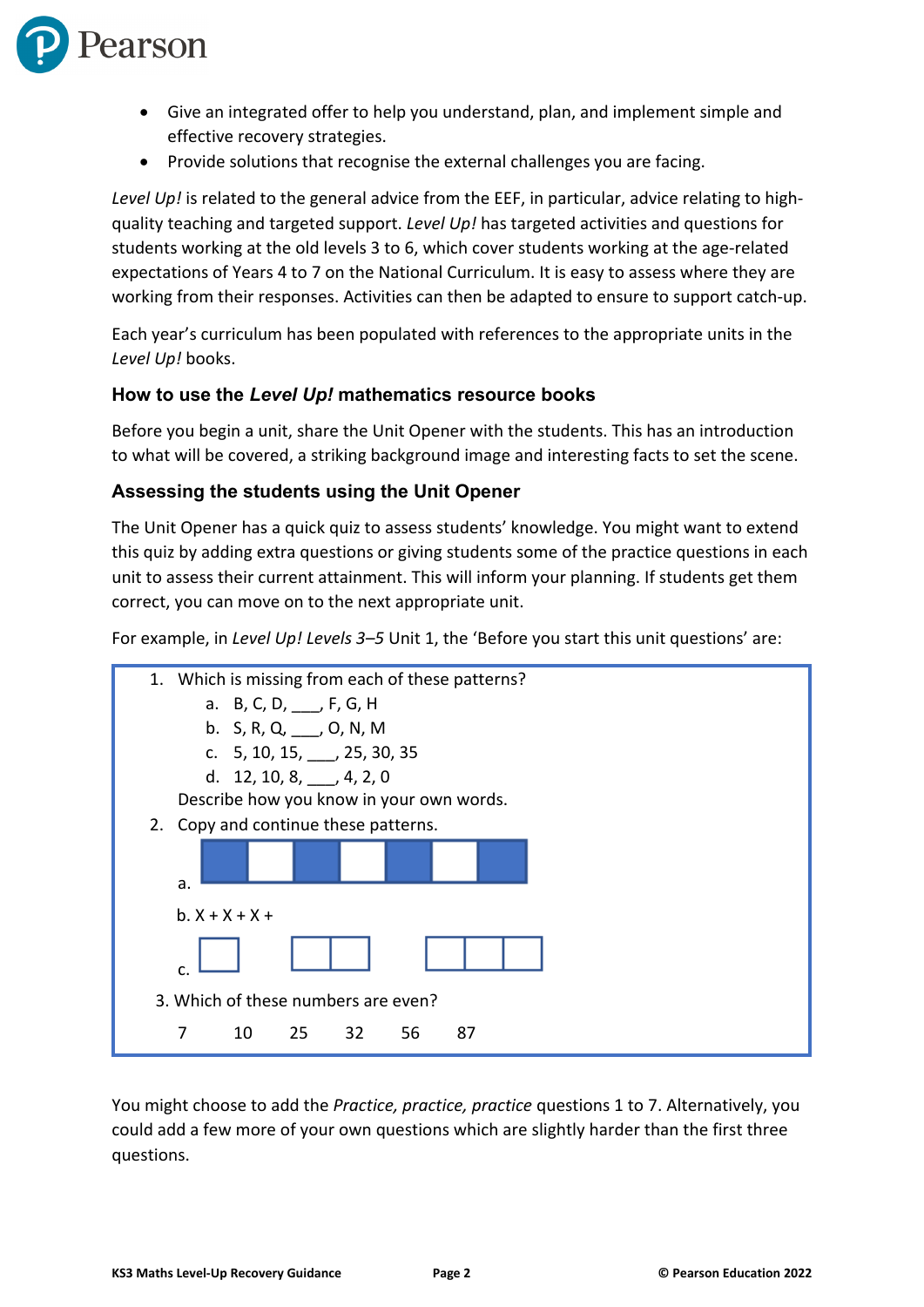- Give an integrated offer to help you understand, plan, and implement simple and effective recovery strategies.
- Provide solutions that recognise the external challenges you are facing.

*Level Up!* is related to the general advice from the EEF, in particular, advice relating to high-quality teaching and targeted support. *Level Up!* has targeted activities and questions for students working at the old levels 3 to 6, which cover students working at the age-related expectations of Years 4 to 7 on the National Curriculum. It is easy to assess where they are working from their responses. Activities can then be adapted to ensure to support catch-up.

Each year's curriculum has been populated with references to the appropriate units in the *Level Up!* books.

### How to use the *Level Up!* mathematics resource books

Before you begin a unit, share the Unit Opener with the students. This has an introduction to what will be covered, a striking background image and interesting facts to set the scene.

### Assessing the students using the Unit Opener

The Unit Opener has a quick quiz to assess students' knowledge. You might want to extend this quiz by adding extra questions or giving students some of the practice questions in each unit to assess their current attainment. This will inform your planning. If students get them correct, you can move on to the next appropriate unit.

For example, in *Level Up! Levels 3–5* Unit 1, the 'Before you start this unit questions' are:

1. Which is missing from each of these patterns?
   a. B, C, D, ___, F, G, H
   b. S, R, Q, ___, O, N, M
   c. 5, 10, 15, ___, 25, 30, 35
   d. 12, 10, 8, ___, 4, 2, 0

   Describe how you know in your own words.
2. Copy and continue these patterns.

   a. ■ □ ■ □ ■ □ ■

   b. X + X + X +

   c. □ &nbsp;&nbsp; □□ &nbsp;&nbsp; □□□

3. Which of these numbers are even?

   7 &nbsp;&nbsp; 10 &nbsp;&nbsp; 25 &nbsp;&nbsp; 32 &nbsp;&nbsp; 56 &nbsp;&nbsp; 87

You might choose to add the *Practice, practice, practice* questions 1 to 7. Alternatively, you could add a few more of your own questions which are slightly harder than the first three questions.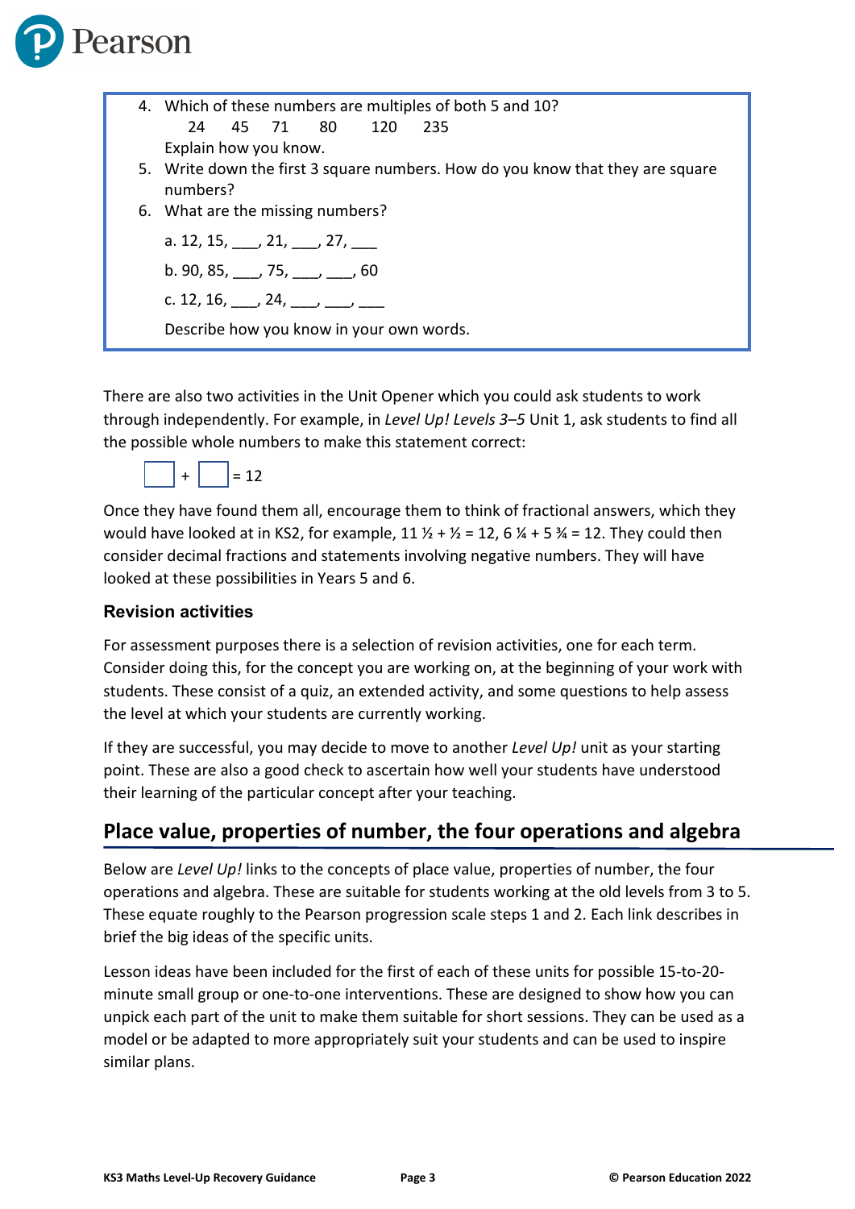4. Which of these numbers are multiples of both 5 and 10?

   24 45 71 80 120 235

   Explain how you know.
5. Write down the first 3 square numbers. How do you know that they are square numbers?
6. What are the missing numbers?

   a. 12, 15, ___, 21, ___, 27, ___

   b. 90, 85, ___, 75, ___, ___, 60

   c. 12, 16, ___, 24, ___, ___, ___

   Describe how you know in your own words.

There are also two activities in the Unit Opener which you could ask students to work through independently. For example, in *Level Up! Levels 3–5* Unit 1, ask students to find all the possible whole numbers to make this statement correct:

☐ + ☐ = 12

Once they have found them all, encourage them to think of fractional answers, which they would have looked at in KS2, for example, 11 ½ + ½ = 12, 6 ¼ + 5 ¾ = 12. They could then consider decimal fractions and statements involving negative numbers. They will have looked at these possibilities in Years 5 and 6.

### Revision activities

For assessment purposes there is a selection of revision activities, one for each term. Consider doing this, for the concept you are working on, at the beginning of your work with students. These consist of a quiz, an extended activity, and some questions to help assess the level at which your students are currently working.

If they are successful, you may decide to move to another *Level Up!* unit as your starting point. These are also a good check to ascertain how well your students have understood their learning of the particular concept after your teaching.

## Place value, properties of number, the four operations and algebra

Below are *Level Up!* links to the concepts of place value, properties of number, the four operations and algebra. These are suitable for students working at the old levels from 3 to 5. These equate roughly to the Pearson progression scale steps 1 and 2. Each link describes in brief the big ideas of the specific units.

Lesson ideas have been included for the first of each of these units for possible 15-to-20-minute small group or one-to-one interventions. These are designed to show how you can unpick each part of the unit to make them suitable for short sessions. They can be used as a model or be adapted to more appropriately suit your students and can be used to inspire similar plans.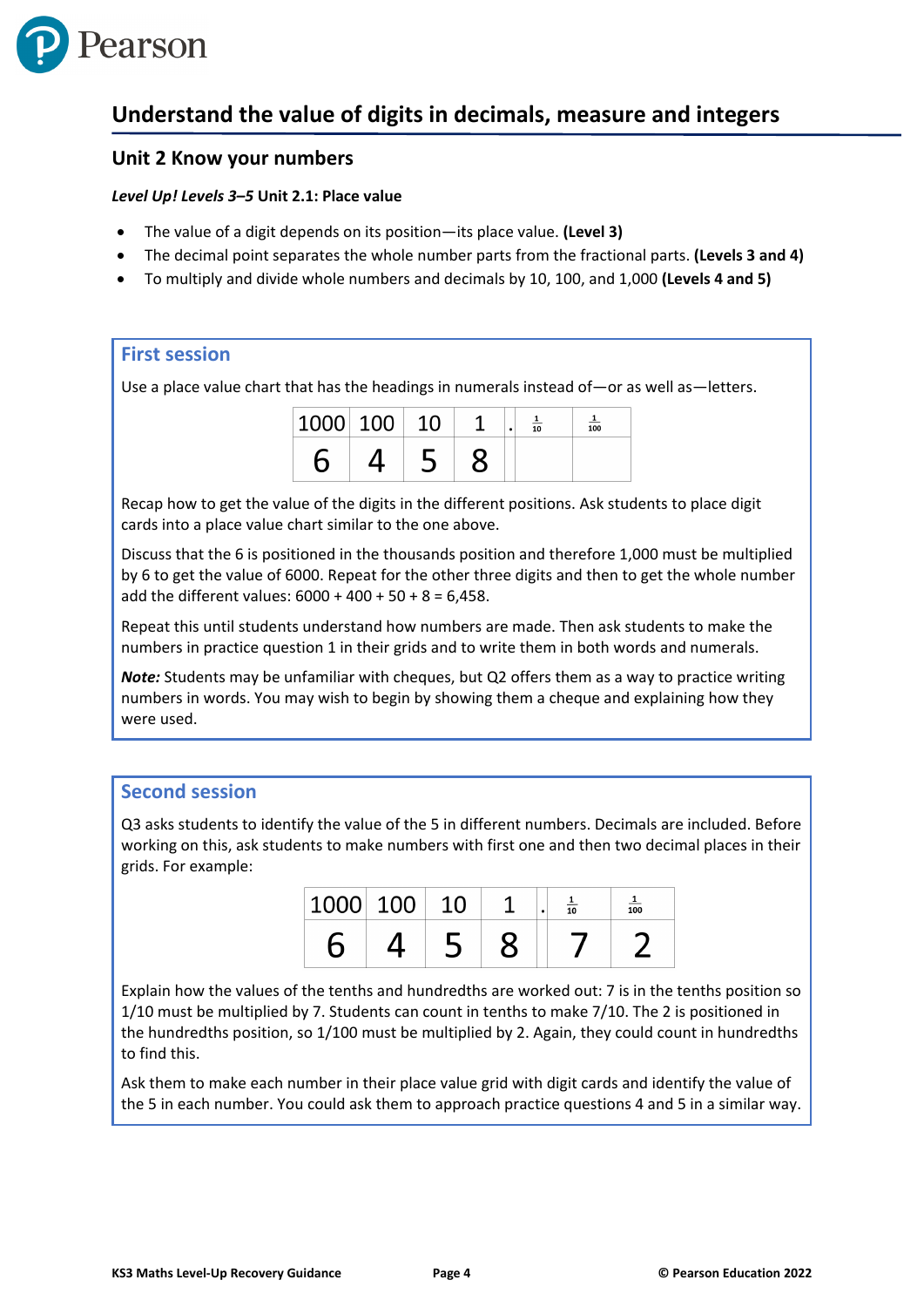## Understand the value of digits in decimals, measure and integers

### Unit 2 Know your numbers

***Level Up! Levels 3–5*** **Unit 2.1: Place value**

- The value of a digit depends on its position—its place value. **(Level 3)**
- The decimal point separates the whole number parts from the fractional parts. **(Levels 3 and 4)**
- To multiply and divide whole numbers and decimals by 10, 100, and 1,000 **(Levels 4 and 5)**

### First session

Use a place value chart that has the headings in numerals instead of—or as well as—letters.

| 1000 | 100 | 10 | 1 | . | $\frac{1}{10}$ | $\frac{1}{100}$ |
|---|---|---|---|---|---|---|
| 6 | 4 | 5 | 8 | | | |

Recap how to get the value of the digits in the different positions. Ask students to place digit cards into a place value chart similar to the one above.

Discuss that the 6 is positioned in the thousands position and therefore 1,000 must be multiplied by 6 to get the value of 6000. Repeat for the other three digits and then to get the whole number add the different values: 6000 + 400 + 50 + 8 = 6,458.

Repeat this until students understand how numbers are made. Then ask students to make the numbers in practice question 1 in their grids and to write them in both words and numerals.

***Note:*** Students may be unfamiliar with cheques, but Q2 offers them as a way to practice writing numbers in words. You may wish to begin by showing them a cheque and explaining how they were used.

### Second session

Q3 asks students to identify the value of the 5 in different numbers. Decimals are included. Before working on this, ask students to make numbers with first one and then two decimal places in their grids. For example:

| 1000 | 100 | 10 | 1 | . | $\frac{1}{10}$ | $\frac{1}{100}$ |
|---|---|---|---|---|---|---|
| 6 | 4 | 5 | 8 | | 7 | 2 |

Explain how the values of the tenths and hundredths are worked out: 7 is in the tenths position so 1/10 must be multiplied by 7. Students can count in tenths to make 7/10. The 2 is positioned in the hundredths position, so 1/100 must be multiplied by 2. Again, they could count in hundredths to find this.

Ask them to make each number in their place value grid with digit cards and identify the value of the 5 in each number. You could ask them to approach practice questions 4 and 5 in a similar way.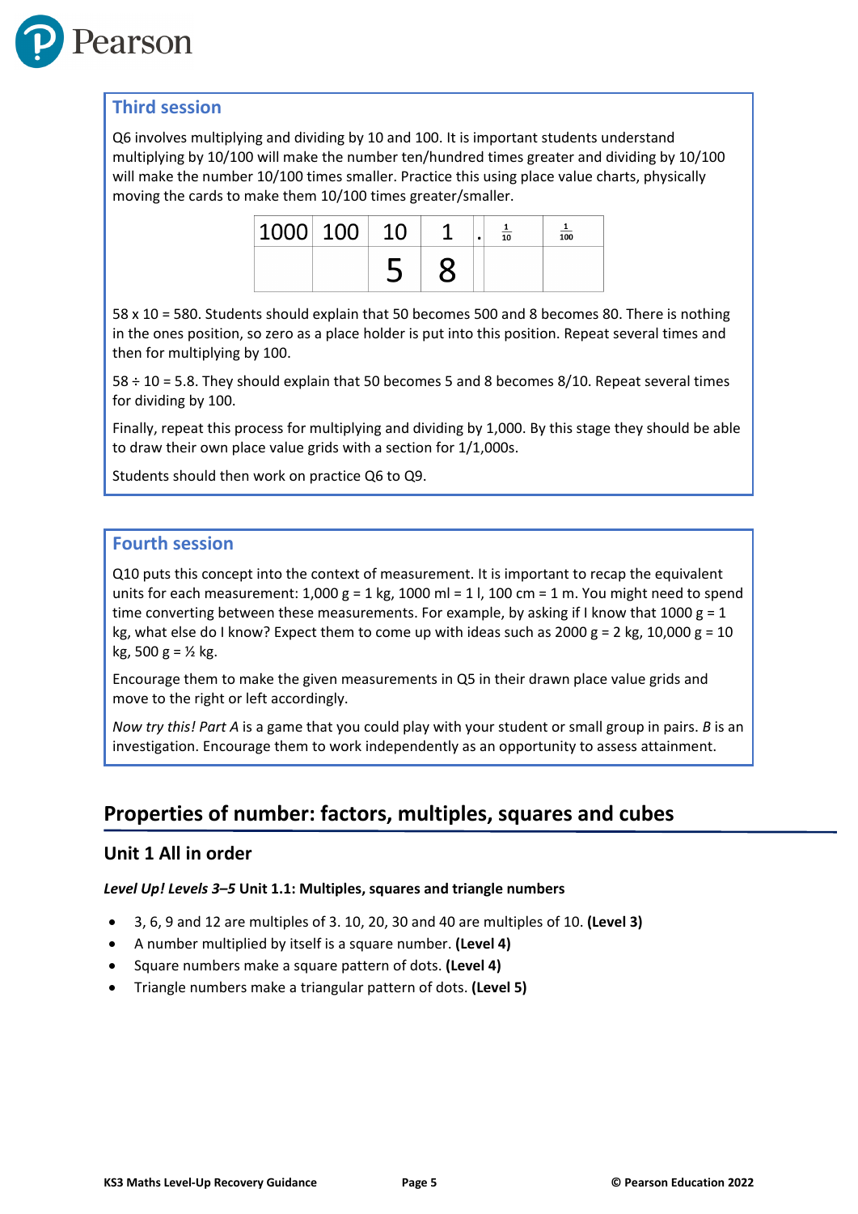### Third session

Q6 involves multiplying and dividing by 10 and 100. It is important students understand multiplying by 10/100 will make the number ten/hundred times greater and dividing by 10/100 will make the number 10/100 times smaller. Practice this using place value charts, physically moving the cards to make them 10/100 times greater/smaller.

| 1000 | 100 | 10 | 1 | . | $\frac{1}{10}$ | $\frac{1}{100}$ |
|---|---|---|---|---|---|---|
| | | 5 | 8 | | | |

58 x 10 = 580. Students should explain that 50 becomes 500 and 8 becomes 80. There is nothing in the ones position, so zero as a place holder is put into this position. Repeat several times and then for multiplying by 100.

58 ÷ 10 = 5.8. They should explain that 50 becomes 5 and 8 becomes 8/10. Repeat several times for dividing by 100.

Finally, repeat this process for multiplying and dividing by 1,000. By this stage they should be able to draw their own place value grids with a section for 1/1,000s.

Students should then work on practice Q6 to Q9.

### Fourth session

Q10 puts this concept into the context of measurement. It is important to recap the equivalent units for each measurement: 1,000 g = 1 kg, 1000 ml = 1 l, 100 cm = 1 m. You might need to spend time converting between these measurements. For example, by asking if I know that 1000 g = 1 kg, what else do I know? Expect them to come up with ideas such as 2000 g = 2 kg, 10,000 g = 10 kg, 500 g = ½ kg.

Encourage them to make the given measurements in Q5 in their drawn place value grids and move to the right or left accordingly.

*Now try this! Part A* is a game that you could play with your student or small group in pairs. *B* is an investigation. Encourage them to work independently as an opportunity to assess attainment.

## Properties of number: factors, multiples, squares and cubes

### Unit 1 All in order

***Level Up! Levels 3–5*** **Unit 1.1: Multiples, squares and triangle numbers**

- 3, 6, 9 and 12 are multiples of 3. 10, 20, 30 and 40 are multiples of 10. **(Level 3)**
- A number multiplied by itself is a square number. **(Level 4)**
- Square numbers make a square pattern of dots. **(Level 4)**
- Triangle numbers make a triangular pattern of dots. **(Level 5)**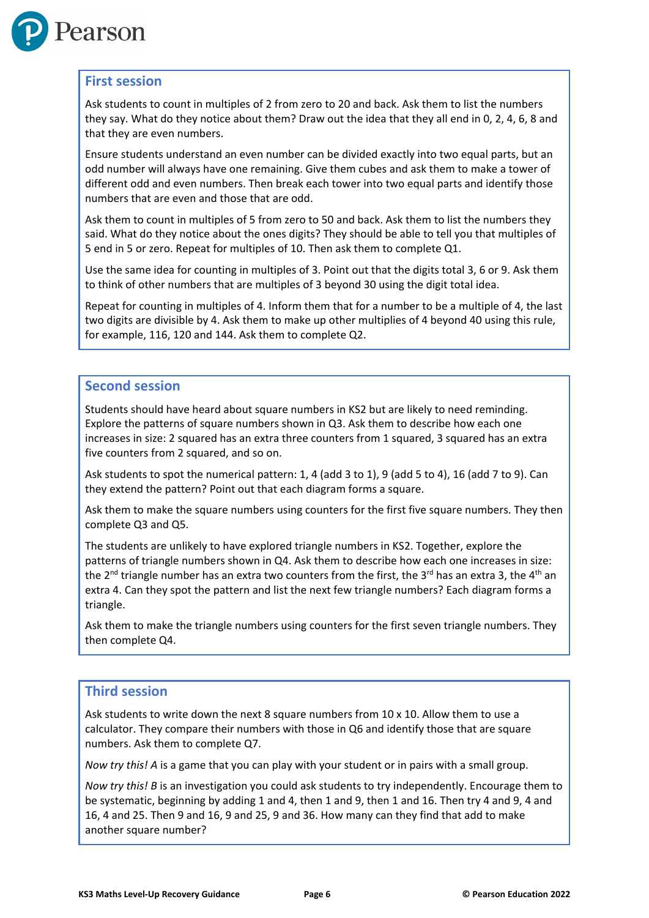## First session

Ask students to count in multiples of 2 from zero to 20 and back. Ask them to list the numbers they say. What do they notice about them? Draw out the idea that they all end in 0, 2, 4, 6, 8 and that they are even numbers.

Ensure students understand an even number can be divided exactly into two equal parts, but an odd number will always have one remaining. Give them cubes and ask them to make a tower of different odd and even numbers. Then break each tower into two equal parts and identify those numbers that are even and those that are odd.

Ask them to count in multiples of 5 from zero to 50 and back. Ask them to list the numbers they said. What do they notice about the ones digits? They should be able to tell you that multiples of 5 end in 5 or zero. Repeat for multiples of 10. Then ask them to complete Q1.

Use the same idea for counting in multiples of 3. Point out that the digits total 3, 6 or 9. Ask them to think of other numbers that are multiples of 3 beyond 30 using the digit total idea.

Repeat for counting in multiples of 4. Inform them that for a number to be a multiple of 4, the last two digits are divisible by 4. Ask them to make up other multiples of 4 beyond 40 using this rule, for example, 116, 120 and 144. Ask them to complete Q2.

## Second session

Students should have heard about square numbers in KS2 but are likely to need reminding. Explore the patterns of square numbers shown in Q3. Ask them to describe how each one increases in size: 2 squared has an extra three counters from 1 squared, 3 squared has an extra five counters from 2 squared, and so on.

Ask students to spot the numerical pattern: 1, 4 (add 3 to 1), 9 (add 5 to 4), 16 (add 7 to 9). Can they extend the pattern? Point out that each diagram forms a square.

Ask them to make the square numbers using counters for the first five square numbers. They then complete Q3 and Q5.

The students are unlikely to have explored triangle numbers in KS2. Together, explore the patterns of triangle numbers shown in Q4. Ask them to describe how each one increases in size: the 2nd triangle number has an extra two counters from the first, the 3rd has an extra 3, the 4th an extra 4. Can they spot the pattern and list the next few triangle numbers? Each diagram forms a triangle.

Ask them to make the triangle numbers using counters for the first seven triangle numbers. They then complete Q4.

## Third session

Ask students to write down the next 8 square numbers from 10 x 10. Allow them to use a calculator. They compare their numbers with those in Q6 and identify those that are square numbers. Ask them to complete Q7.

*Now try this! A* is a game that you can play with your student or in pairs with a small group.

*Now try this! B* is an investigation you could ask students to try independently. Encourage them to be systematic, beginning by adding 1 and 4, then 1 and 9, then 1 and 16. Then try 4 and 9, 4 and 16, 4 and 25. Then 9 and 16, 9 and 25, 9 and 36. How many can they find that add to make another square number?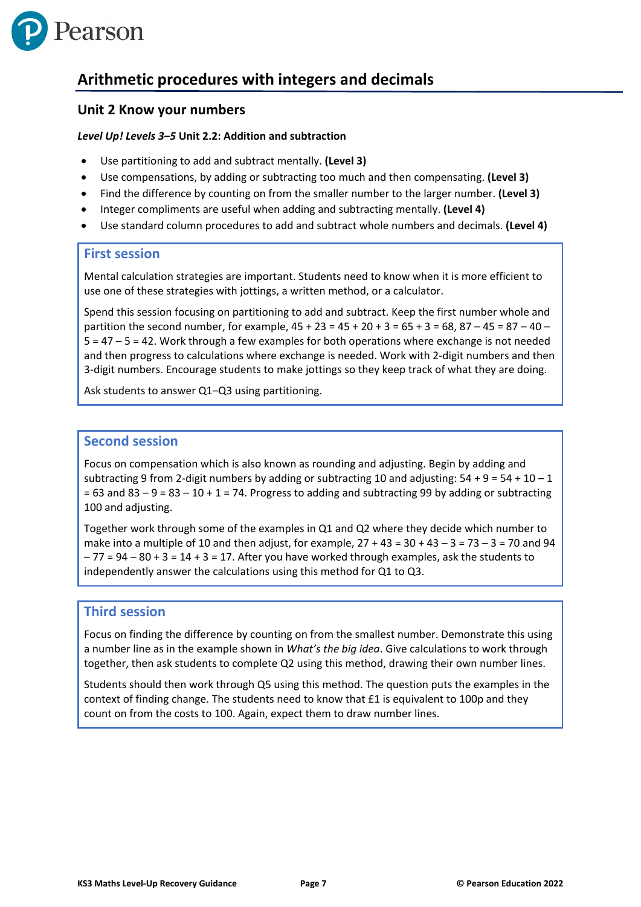## Arithmetic procedures with integers and decimals

### Unit 2 Know your numbers

***Level Up! Levels 3–5*** **Unit 2.2: Addition and subtraction**

- Use partitioning to add and subtract mentally. **(Level 3)**
- Use compensations, by adding or subtracting too much and then compensating. **(Level 3)**
- Find the difference by counting on from the smaller number to the larger number. **(Level 3)**
- Integer compliments are useful when adding and subtracting mentally. **(Level 4)**
- Use standard column procedures to add and subtract whole numbers and decimals. **(Level 4)**

#### First session

Mental calculation strategies are important. Students need to know when it is more efficient to use one of these strategies with jottings, a written method, or a calculator.

Spend this session focusing on partitioning to add and subtract. Keep the first number whole and partition the second number, for example, 45 + 23 = 45 + 20 + 3 = 65 + 3 = 68, 87 – 45 = 87 – 40 – 5 = 47 – 5 = 42. Work through a few examples for both operations where exchange is not needed and then progress to calculations where exchange is needed. Work with 2-digit numbers and then 3-digit numbers. Encourage students to make jottings so they keep track of what they are doing.

Ask students to answer Q1–Q3 using partitioning.

#### Second session

Focus on compensation which is also known as rounding and adjusting. Begin by adding and subtracting 9 from 2-digit numbers by adding or subtracting 10 and adjusting: 54 + 9 = 54 + 10 – 1 = 63 and 83 – 9 = 83 – 10 + 1 = 74. Progress to adding and subtracting 99 by adding or subtracting 100 and adjusting.

Together work through some of the examples in Q1 and Q2 where they decide which number to make into a multiple of 10 and then adjust, for example, 27 + 43 = 30 + 43 – 3 = 73 – 3 = 70 and 94 – 77 = 94 – 80 + 3 = 14 + 3 = 17. After you have worked through examples, ask the students to independently answer the calculations using this method for Q1 to Q3.

#### Third session

Focus on finding the difference by counting on from the smallest number. Demonstrate this using a number line as in the example shown in *What's the big idea*. Give calculations to work through together, then ask students to complete Q2 using this method, drawing their own number lines.

Students should then work through Q5 using this method. The question puts the examples in the context of finding change. The students need to know that £1 is equivalent to 100p and they count on from the costs to 100. Again, expect them to draw number lines.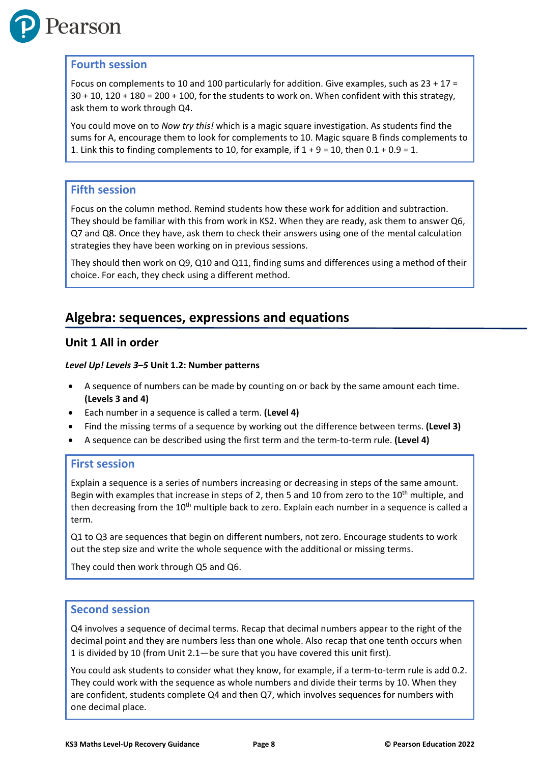### Fourth session

Focus on complements to 10 and 100 particularly for addition. Give examples, such as 23 + 17 = 30 + 10, 120 + 180 = 200 + 100, for the students to work on. When confident with this strategy, ask them to work through Q4.

You could move on to *Now try this!* which is a magic square investigation. As students find the sums for A, encourage them to look for complements to 10. Magic square B finds complements to 1. Link this to finding complements to 10, for example, if 1 + 9 = 10, then 0.1 + 0.9 = 1.

### Fifth session

Focus on the column method. Remind students how these work for addition and subtraction. They should be familiar with this from work in KS2. When they are ready, ask them to answer Q6, Q7 and Q8. Once they have, ask them to check their answers using one of the mental calculation strategies they have been working on in previous sessions.

They should then work on Q9, Q10 and Q11, finding sums and differences using a method of their choice. For each, they check using a different method.

## Algebra: sequences, expressions and equations

### Unit 1 All in order

***Level Up! Levels 3–5* Unit 1.2: Number patterns**

- A sequence of numbers can be made by counting on or back by the same amount each time. **(Levels 3 and 4)**
- Each number in a sequence is called a term. **(Level 4)**
- Find the missing terms of a sequence by working out the difference between terms. **(Level 3)**
- A sequence can be described using the first term and the term-to-term rule. **(Level 4)**

### First session

Explain a sequence is a series of numbers increasing or decreasing in steps of the same amount. Begin with examples that increase in steps of 2, then 5 and 10 from zero to the 10th multiple, and then decreasing from the 10th multiple back to zero. Explain each number in a sequence is called a term.

Q1 to Q3 are sequences that begin on different numbers, not zero. Encourage students to work out the step size and write the whole sequence with the additional or missing terms.

They could then work through Q5 and Q6.

### Second session

Q4 involves a sequence of decimal terms. Recap that decimal numbers appear to the right of the decimal point and they are numbers less than one whole. Also recap that one tenth occurs when 1 is divided by 10 (from Unit 2.1—be sure that you have covered this unit first).

You could ask students to consider what they know, for example, if a term-to-term rule is add 0.2. They could work with the sequence as whole numbers and divide their terms by 10. When they are confident, students complete Q4 and then Q7, which involves sequences for numbers with one decimal place.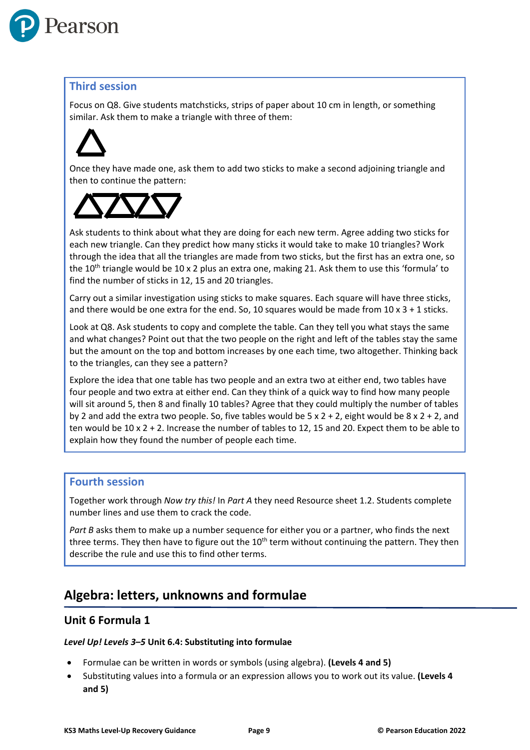### Third session

Focus on Q8. Give students matchsticks, strips of paper about 10 cm in length, or something similar. Ask them to make a triangle with three of them:

Once they have made one, ask them to add two sticks to make a second adjoining triangle and then to continue the pattern:

Ask students to think about what they are doing for each new term. Agree adding two sticks for each new triangle. Can they predict how many sticks it would take to make 10 triangles? Work through the idea that all the triangles are made from two sticks, but the first has an extra one, so the 10th triangle would be 10 x 2 plus an extra one, making 21. Ask them to use this 'formula' to find the number of sticks in 12, 15 and 20 triangles.

Carry out a similar investigation using sticks to make squares. Each square will have three sticks, and there would be one extra for the end. So, 10 squares would be made from 10 x 3 + 1 sticks.

Look at Q8. Ask students to copy and complete the table. Can they tell you what stays the same and what changes? Point out that the two people on the right and left of the tables stay the same but the amount on the top and bottom increases by one each time, two altogether. Thinking back to the triangles, can they see a pattern?

Explore the idea that one table has two people and an extra two at either end, two tables have four people and two extra at either end. Can they think of a quick way to find how many people will sit around 5, then 8 and finally 10 tables? Agree that they could multiply the number of tables by 2 and add the extra two people. So, five tables would be 5 x 2 + 2, eight would be 8 x 2 + 2, and ten would be 10 x 2 + 2. Increase the number of tables to 12, 15 and 20. Expect them to be able to explain how they found the number of people each time.

### Fourth session

Together work through *Now try this!* In *Part A* they need Resource sheet 1.2. Students complete number lines and use them to crack the code.

*Part B* asks them to make up a number sequence for either you or a partner, who finds the next three terms. They then have to figure out the 10th term without continuing the pattern. They then describe the rule and use this to find other terms.

## Algebra: letters, unknowns and formulae

### Unit 6 Formula 1

***Level Up! Levels 3–5* Unit 6.4: Substituting into formulae**

- Formulae can be written in words or symbols (using algebra). **(Levels 4 and 5)**
- Substituting values into a formula or an expression allows you to work out its value. **(Levels 4 and 5)**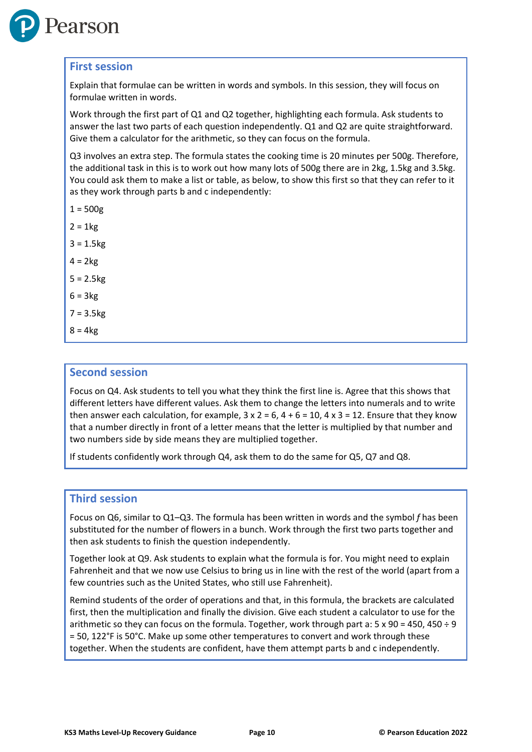## First session

Explain that formulae can be written in words and symbols. In this session, they will focus on formulae written in words.

Work through the first part of Q1 and Q2 together, highlighting each formula. Ask students to answer the last two parts of each question independently. Q1 and Q2 are quite straightforward. Give them a calculator for the arithmetic, so they can focus on the formula.

Q3 involves an extra step. The formula states the cooking time is 20 minutes per 500g. Therefore, the additional task in this is to work out how many lots of 500g there are in 2kg, 1.5kg and 3.5kg. You could ask them to make a list or table, as below, to show this first so that they can refer to it as they work through parts b and c independently:

1 = 500g

2 = 1kg

3 = 1.5kg

4 = 2kg

5 = 2.5kg

6 = 3kg

7 = 3.5kg

8 = 4kg

## Second session

Focus on Q4. Ask students to tell you what they think the first line is. Agree that this shows that different letters have different values. Ask them to change the letters into numerals and to write then answer each calculation, for example, 3 x 2 = 6, 4 + 6 = 10, 4 x 3 = 12. Ensure that they know that a number directly in front of a letter means that the letter is multiplied by that number and two numbers side by side means they are multiplied together.

If students confidently work through Q4, ask them to do the same for Q5, Q7 and Q8.

## Third session

Focus on Q6, similar to Q1–Q3. The formula has been written in words and the symbol $f$ has been substituted for the number of flowers in a bunch. Work through the first two parts together and then ask students to finish the question independently.

Together look at Q9. Ask students to explain what the formula is for. You might need to explain Fahrenheit and that we now use Celsius to bring us in line with the rest of the world (apart from a few countries such as the United States, who still use Fahrenheit).

Remind students of the order of operations and that, in this formula, the brackets are calculated first, then the multiplication and finally the division. Give each student a calculator to use for the arithmetic so they can focus on the formula. Together, work through part a: 5 x 90 = 450, 450 ÷ 9 = 50, 122°F is 50°C. Make up some other temperatures to convert and work through these together. When the students are confident, have them attempt parts b and c independently.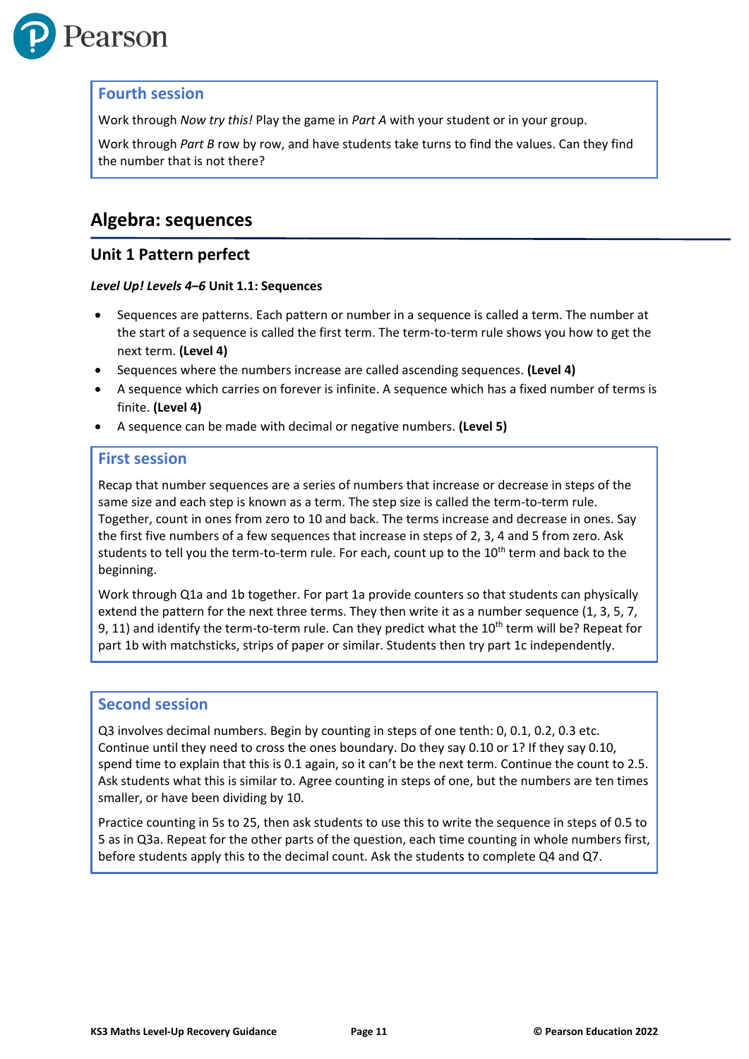### Fourth session

Work through *Now try this!* Play the game in *Part A* with your student or in your group.

Work through *Part B* row by row, and have students take turns to find the values. Can they find the number that is not there?

## Algebra: sequences

### Unit 1 Pattern perfect

***Level Up! Levels 4–6* Unit 1.1: Sequences**

- Sequences are patterns. Each pattern or number in a sequence is called a term. The number at the start of a sequence is called the first term. The term-to-term rule shows you how to get the next term. **(Level 4)**
- Sequences where the numbers increase are called ascending sequences. **(Level 4)**
- A sequence which carries on forever is infinite. A sequence which has a fixed number of terms is finite. **(Level 4)**
- A sequence can be made with decimal or negative numbers. **(Level 5)**

### First session

Recap that number sequences are a series of numbers that increase or decrease in steps of the same size and each step is known as a term. The step size is called the term-to-term rule. Together, count in ones from zero to 10 and back. The terms increase and decrease in ones. Say the first five numbers of a few sequences that increase in steps of 2, 3, 4 and 5 from zero. Ask students to tell you the term-to-term rule. For each, count up to the 10th term and back to the beginning.

Work through Q1a and 1b together. For part 1a provide counters so that students can physically extend the pattern for the next three terms. They then write it as a number sequence (1, 3, 5, 7, 9, 11) and identify the term-to-term rule. Can they predict what the 10th term will be? Repeat for part 1b with matchsticks, strips of paper or similar. Students then try part 1c independently.

### Second session

Q3 involves decimal numbers. Begin by counting in steps of one tenth: 0, 0.1, 0.2, 0.3 etc. Continue until they need to cross the ones boundary. Do they say 0.10 or 1? If they say 0.10, spend time to explain that this is 0.1 again, so it can't be the next term. Continue the count to 2.5. Ask students what this is similar to. Agree counting in steps of one, but the numbers are ten times smaller, or have been dividing by 10.

Practice counting in 5s to 25, then ask students to use this to write the sequence in steps of 0.5 to 5 as in Q3a. Repeat for the other parts of the question, each time counting in whole numbers first, before students apply this to the decimal count. Ask the students to complete Q4 and Q7.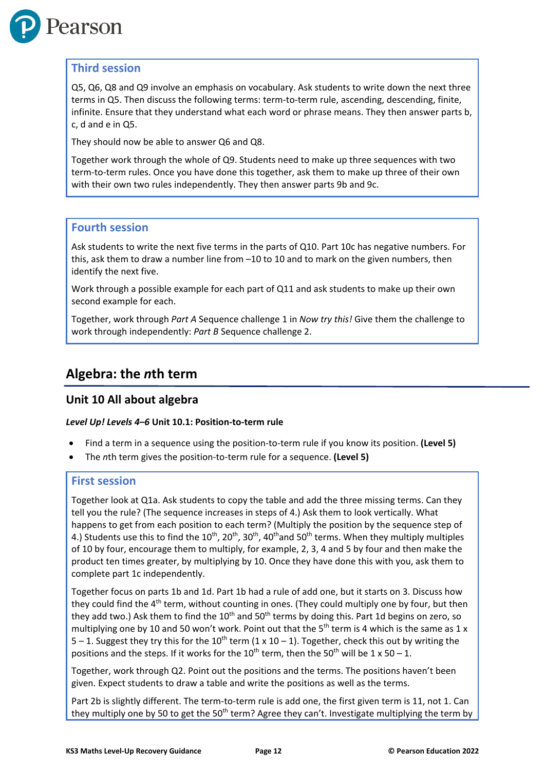### Third session

Q5, Q6, Q8 and Q9 involve an emphasis on vocabulary. Ask students to write down the next three terms in Q5. Then discuss the following terms: term-to-term rule, ascending, descending, finite, infinite. Ensure that they understand what each word or phrase means. They then answer parts b, c, d and e in Q5.

They should now be able to answer Q6 and Q8.

Together work through the whole of Q9. Students need to make up three sequences with two term-to-term rules. Once you have done this together, ask them to make up three of their own with their own two rules independently. They then answer parts 9b and 9c.

### Fourth session

Ask students to write the next five terms in the parts of Q10. Part 10c has negative numbers. For this, ask them to draw a number line from –10 to 10 and to mark on the given numbers, then identify the next five.

Work through a possible example for each part of Q11 and ask students to make up their own second example for each.

Together, work through *Part A* Sequence challenge 1 in *Now try this!* Give them the challenge to work through independently: *Part B* Sequence challenge 2.

## Algebra: the *n*th term

### Unit 10 All about algebra

***Level Up! Levels 4–6* Unit 10.1: Position-to-term rule**

- Find a term in a sequence using the position-to-term rule if you know its position. **(Level 5)**
- The *n*th term gives the position-to-term rule for a sequence. **(Level 5)**

### First session

Together look at Q1a. Ask students to copy the table and add the three missing terms. Can they tell you the rule? (The sequence increases in steps of 4.) Ask them to look vertically. What happens to get from each position to each term? (Multiply the position by the sequence step of 4.) Students use this to find the 10th, 20th, 30th, 40th and 50th terms. When they multiply multiples of 10 by four, encourage them to multiply, for example, 2, 3, 4 and 5 by four and then make the product ten times greater, by multiplying by 10. Once they have done this with you, ask them to complete part 1c independently.

Together focus on parts 1b and 1d. Part 1b had a rule of add one, but it starts on 3. Discuss how they could find the 4th term, without counting in ones. (They could multiply one by four, but then they add two.) Ask them to find the 10th and 50th terms by doing this. Part 1d begins on zero, so multiplying one by 10 and 50 won't work. Point out that the 5th term is 4 which is the same as 1 x 5 – 1. Suggest they try this for the 10th term (1 x 10 – 1). Together, check this out by writing the positions and the steps. If it works for the 10th term, then the 50th will be 1 x 50 – 1.

Together, work through Q2. Point out the positions and the terms. The positions haven't been given. Expect students to draw a table and write the positions as well as the terms.

Part 2b is slightly different. The term-to-term rule is add one, the first given term is 11, not 1. Can they multiply one by 50 to get the 50th term? Agree they can't. Investigate multiplying the term by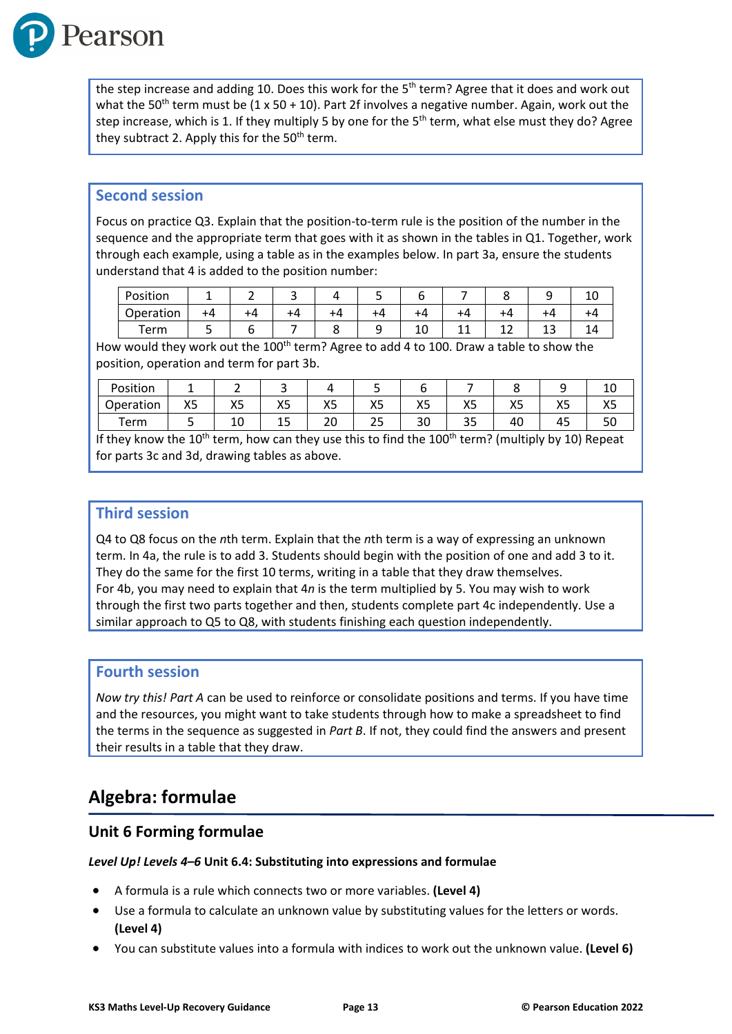the step increase and adding 10. Does this work for the 5th term? Agree that it does and work out what the 50th term must be (1 x 50 + 10). Part 2f involves a negative number. Again, work out the step increase, which is 1. If they multiply 5 by one for the 5th term, what else must they do? Agree they subtract 2. Apply this for the 50th term.

### Second session

Focus on practice Q3. Explain that the position-to-term rule is the position of the number in the sequence and the appropriate term that goes with it as shown in the tables in Q1. Together, work through each example, using a table as in the examples below. In part 3a, ensure the students understand that 4 is added to the position number:

| Position | 1 | 2 | 3 | 4 | 5 | 6 | 7 | 8 | 9 | 10 |
|---|---|---|---|---|---|---|---|---|---|---|
| Operation | +4 | +4 | +4 | +4 | +4 | +4 | +4 | +4 | +4 | +4 |
| Term | 5 | 6 | 7 | 8 | 9 | 10 | 11 | 12 | 13 | 14 |

How would they work out the 100th term? Agree to add 4 to 100. Draw a table to show the position, operation and term for part 3b.

| Position | 1 | 2 | 3 | 4 | 5 | 6 | 7 | 8 | 9 | 10 |
|---|---|---|---|---|---|---|---|---|---|---|
| Operation | X5 | X5 | X5 | X5 | X5 | X5 | X5 | X5 | X5 | X5 |
| Term | 5 | 10 | 15 | 20 | 25 | 30 | 35 | 40 | 45 | 50 |

If they know the 10th term, how can they use this to find the 100th term? (multiply by 10) Repeat for parts 3c and 3d, drawing tables as above.

### Third session

Q4 to Q8 focus on the *n*th term. Explain that the *n*th term is a way of expressing an unknown term. In 4a, the rule is to add 3. Students should begin with the position of one and add 3 to it. They do the same for the first 10 terms, writing in a table that they draw themselves.
For 4b, you may need to explain that 4*n* is the term multiplied by 5. You may wish to work through the first two parts together and then, students complete part 4c independently. Use a similar approach to Q5 to Q8, with students finishing each question independently.

### Fourth session

*Now try this! Part A* can be used to reinforce or consolidate positions and terms. If you have time and the resources, you might want to take students through how to make a spreadsheet to find the terms in the sequence as suggested in *Part B*. If not, they could find the answers and present their results in a table that they draw.

## Algebra: formulae

### Unit 6 Forming formulae

***Level Up! Levels 4–6* Unit 6.4: Substituting into expressions and formulae**

- A formula is a rule which connects two or more variables. **(Level 4)**
- Use a formula to calculate an unknown value by substituting values for the letters or words. **(Level 4)**
- You can substitute values into a formula with indices to work out the unknown value. **(Level 6)**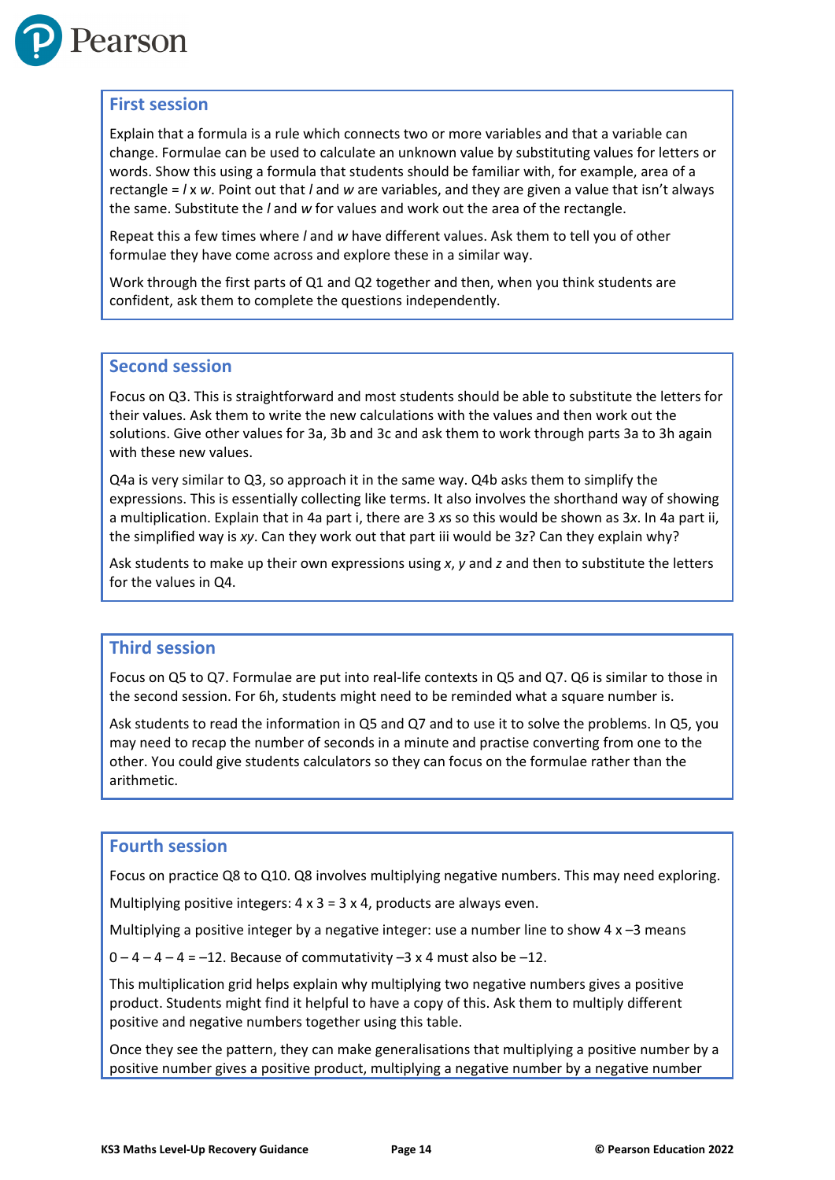## First session

Explain that a formula is a rule which connects two or more variables and that a variable can change. Formulae can be used to calculate an unknown value by substituting values for letters or words. Show this using a formula that students should be familiar with, for example, area of a rectangle = $l \times w$. Point out that $l$ and $w$ are variables, and they are given a value that isn't always the same. Substitute the $l$ and $w$ for values and work out the area of the rectangle.

Repeat this a few times where $l$ and $w$ have different values. Ask them to tell you of other formulae they have come across and explore these in a similar way.

Work through the first parts of Q1 and Q2 together and then, when you think students are confident, ask them to complete the questions independently.

## Second session

Focus on Q3. This is straightforward and most students should be able to substitute the letters for their values. Ask them to write the new calculations with the values and then work out the solutions. Give other values for 3a, 3b and 3c and ask them to work through parts 3a to 3h again with these new values.

Q4a is very similar to Q3, so approach it in the same way. Q4b asks them to simplify the expressions. This is essentially collecting like terms. It also involves the shorthand way of showing a multiplication. Explain that in 4a part i, there are 3 $x$s so this would be shown as $3x$. In 4a part ii, the simplified way is $xy$. Can they work out that part iii would be $3z$? Can they explain why?

Ask students to make up their own expressions using $x$, $y$ and $z$ and then to substitute the letters for the values in Q4.

## Third session

Focus on Q5 to Q7. Formulae are put into real-life contexts in Q5 and Q7. Q6 is similar to those in the second session. For 6h, students might need to be reminded what a square number is.

Ask students to read the information in Q5 and Q7 and to use it to solve the problems. In Q5, you may need to recap the number of seconds in a minute and practise converting from one to the other. You could give students calculators so they can focus on the formulae rather than the arithmetic.

## Fourth session

Focus on practice Q8 to Q10. Q8 involves multiplying negative numbers. This may need exploring.

Multiplying positive integers: $4 \times 3 = 3 \times 4$, products are always even.

Multiplying a positive integer by a negative integer: use a number line to show $4 \times -3$ means

$0 - 4 - 4 - 4 = -12$. Because of commutativity $-3 \times 4$ must also be $-12$.

This multiplication grid helps explain why multiplying two negative numbers gives a positive product. Students might find it helpful to have a copy of this. Ask them to multiply different positive and negative numbers together using this table.

Once they see the pattern, they can make generalisations that multiplying a positive number by a positive number gives a positive product, multiplying a negative number by a negative number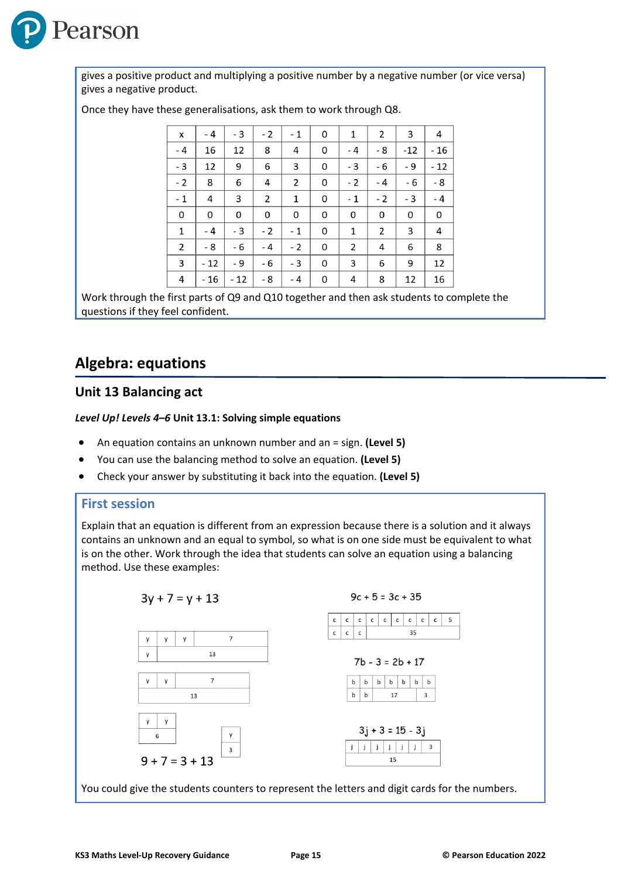gives a positive product and multiplying a positive number by a negative number (or vice versa) gives a negative product.

Once they have these generalisations, ask them to work through Q8.

| x | - 4 | - 3 | - 2 | - 1 | 0 | 1 | 2 | 3 | 4 |
|---|---|---|---|---|---|---|---|---|---|
| - 4 | 16 | 12 | 8 | 4 | 0 | - 4 | - 8 | -12 | - 16 |
| - 3 | 12 | 9 | 6 | 3 | 0 | - 3 | - 6 | - 9 | - 12 |
| - 2 | 8 | 6 | 4 | 2 | 0 | - 2 | - 4 | - 6 | - 8 |
| - 1 | 4 | 3 | 2 | 1 | 0 | - 1 | - 2 | - 3 | - 4 |
| 0 | 0 | 0 | 0 | 0 | 0 | 0 | 0 | 0 | 0 |
| 1 | - 4 | - 3 | - 2 | - 1 | 0 | 1 | 2 | 3 | 4 |
| 2 | - 8 | - 6 | - 4 | - 2 | 0 | 2 | 4 | 6 | 8 |
| 3 | - 12 | - 9 | - 6 | - 3 | 0 | 3 | 6 | 9 | 12 |
| 4 | - 16 | - 12 | - 8 | - 4 | 0 | 4 | 8 | 12 | 16 |

Work through the first parts of Q9 and Q10 together and then ask students to complete the questions if they feel confident.

## Algebra: equations

### Unit 13 Balancing act

***Level Up! Levels 4–6* Unit 13.1: Solving simple equations**

- An equation contains an unknown number and an = sign. **(Level 5)**
- You can use the balancing method to solve an equation. **(Level 5)**
- Check your answer by substituting it back into the equation. **(Level 5)**

### First session

Explain that an equation is different from an expression because there is a solution and it always contains an unknown and an equal to symbol, so what is on one side must be equivalent to what is on the other. Work through the idea that students can solve an equation using a balancing method. Use these examples:

$$3y + 7 = y + 13$$

| y | y | y | 7 |
|---|---|---|---|
| y | 13 | | |

| y | y | 7 |
|---|---|---|
| 13 | | |

| y | y |
|---|---|
| 6 | |

| y |
|---|
| 3 |

$$9 + 7 = 3 + 13$$

$$9c + 5 = 3c + 35$$

| c | c | c | c | c | c | c | c | c | 5 |
|---|---|---|---|---|---|---|---|---|---|
| c | c | c | 35 | | | | | | |

$$7b - 3 = 2b + 17$$

| b | b | b | b | b | b | b |
|---|---|---|---|---|---|---|
| b | b | 17 | | | 3 | |

$$3j + 3 = 15 - 3j$$

| j | j | j | j | j | j | 3 |
|---|---|---|---|---|---|---|
| 15 | | | | | | |

You could give the students counters to represent the letters and digit cards for the numbers.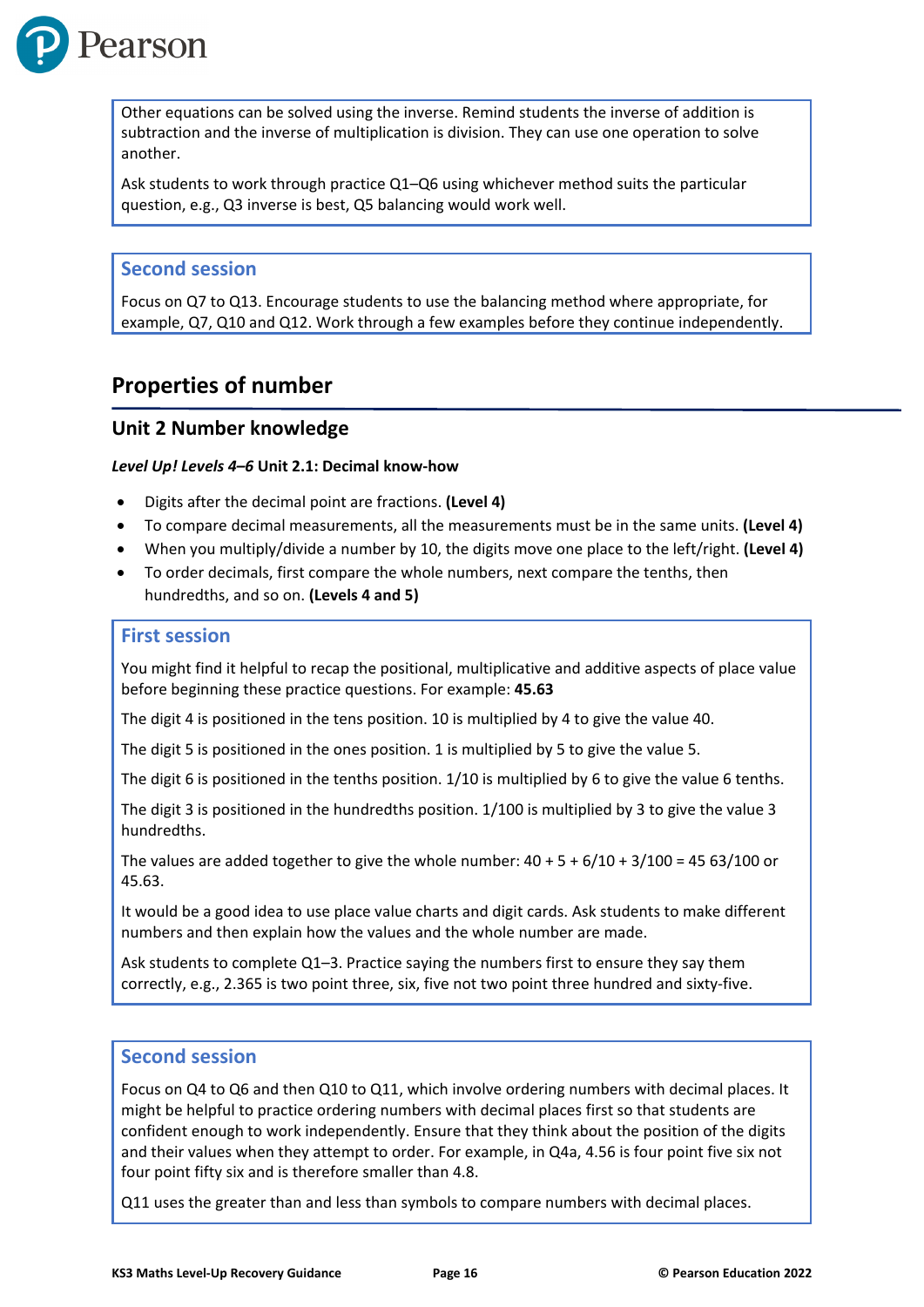Other equations can be solved using the inverse. Remind students the inverse of addition is subtraction and the inverse of multiplication is division. They can use one operation to solve another.

Ask students to work through practice Q1–Q6 using whichever method suits the particular question, e.g., Q3 inverse is best, Q5 balancing would work well.

### Second session

Focus on Q7 to Q13. Encourage students to use the balancing method where appropriate, for example, Q7, Q10 and Q12. Work through a few examples before they continue independently.

## Properties of number

### Unit 2 Number knowledge

***Level Up! Levels 4–6*** **Unit 2.1: Decimal know-how**

- Digits after the decimal point are fractions. **(Level 4)**
- To compare decimal measurements, all the measurements must be in the same units. **(Level 4)**
- When you multiply/divide a number by 10, the digits move one place to the left/right. **(Level 4)**
- To order decimals, first compare the whole numbers, next compare the tenths, then hundredths, and so on. **(Levels 4 and 5)**

### First session

You might find it helpful to recap the positional, multiplicative and additive aspects of place value before beginning these practice questions. For example: **45.63**

The digit 4 is positioned in the tens position. 10 is multiplied by 4 to give the value 40.

The digit 5 is positioned in the ones position. 1 is multiplied by 5 to give the value 5.

The digit 6 is positioned in the tenths position. 1/10 is multiplied by 6 to give the value 6 tenths.

The digit 3 is positioned in the hundredths position. 1/100 is multiplied by 3 to give the value 3 hundredths.

The values are added together to give the whole number: 40 + 5 + 6/10 + 3/100 = 45 63/100 or 45.63.

It would be a good idea to use place value charts and digit cards. Ask students to make different numbers and then explain how the values and the whole number are made.

Ask students to complete Q1–3. Practice saying the numbers first to ensure they say them correctly, e.g., 2.365 is two point three, six, five not two point three hundred and sixty-five.

### Second session

Focus on Q4 to Q6 and then Q10 to Q11, which involve ordering numbers with decimal places. It might be helpful to practice ordering numbers with decimal places first so that students are confident enough to work independently. Ensure that they think about the position of the digits and their values when they attempt to order. For example, in Q4a, 4.56 is four point five six not four point fifty six and is therefore smaller than 4.8.

Q11 uses the greater than and less than symbols to compare numbers with decimal places.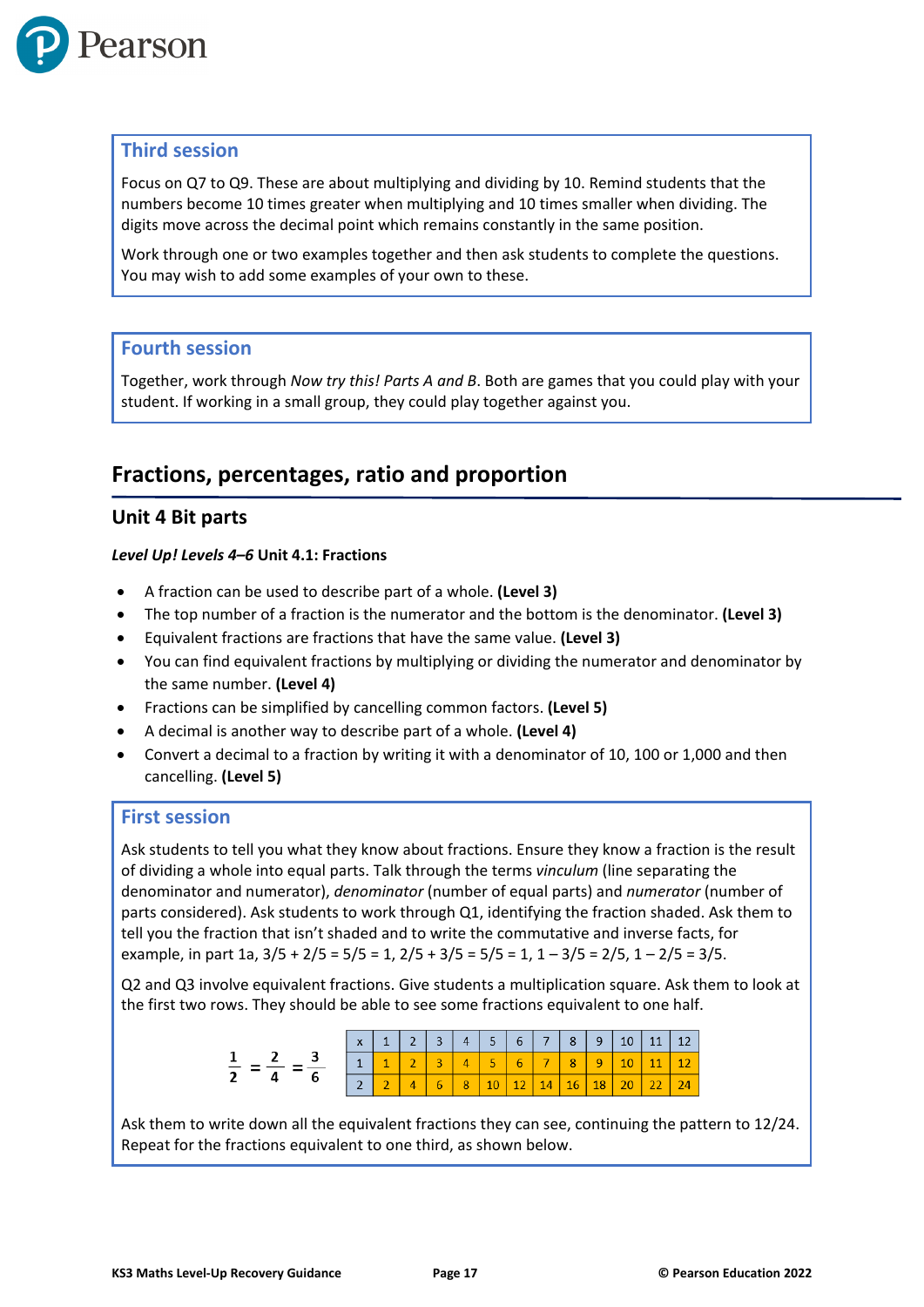### Third session

Focus on Q7 to Q9. These are about multiplying and dividing by 10. Remind students that the numbers become 10 times greater when multiplying and 10 times smaller when dividing. The digits move across the decimal point which remains constantly in the same position.

Work through one or two examples together and then ask students to complete the questions. You may wish to add some examples of your own to these.

### Fourth session

Together, work through *Now try this! Parts A and B*. Both are games that you could play with your student. If working in a small group, they could play together against you.

## Fractions, percentages, ratio and proportion

### Unit 4 Bit parts

***Level Up! Levels 4–6* Unit 4.1: Fractions**

- A fraction can be used to describe part of a whole. **(Level 3)**
- The top number of a fraction is the numerator and the bottom is the denominator. **(Level 3)**
- Equivalent fractions are fractions that have the same value. **(Level 3)**
- You can find equivalent fractions by multiplying or dividing the numerator and denominator by the same number. **(Level 4)**
- Fractions can be simplified by cancelling common factors. **(Level 5)**
- A decimal is another way to describe part of a whole. **(Level 4)**
- Convert a decimal to a fraction by writing it with a denominator of 10, 100 or 1,000 and then cancelling. **(Level 5)**

### First session

Ask students to tell you what they know about fractions. Ensure they know a fraction is the result of dividing a whole into equal parts. Talk through the terms *vinculum* (line separating the denominator and numerator), *denominator* (number of equal parts) and *numerator* (number of parts considered). Ask students to work through Q1, identifying the fraction shaded. Ask them to tell you the fraction that isn't shaded and to write the commutative and inverse facts, for example, in part 1a, 3/5 + 2/5 = 5/5 = 1, 2/5 + 3/5 = 5/5 = 1, 1 – 3/5 = 2/5, 1 – 2/5 = 3/5.

Q2 and Q3 involve equivalent fractions. Give students a multiplication square. Ask them to look at the first two rows. They should be able to see some fractions equivalent to one half.

$$\frac{1}{2} = \frac{2}{4} = \frac{3}{6}$$

| x | 1 | 2 | 3 | 4 | 5 | 6 | 7 | 8 | 9 | 10 | 11 | 12 |
|---|---|---|---|---|---|---|---|---|---|---|---|---|
| 1 | 1 | 2 | 3 | 4 | 5 | 6 | 7 | 8 | 9 | 10 | 11 | 12 |
| 2 | 2 | 4 | 6 | 8 | 10 | 12 | 14 | 16 | 18 | 20 | 22 | 24 |

Ask them to write down all the equivalent fractions they can see, continuing the pattern to 12/24. Repeat for the fractions equivalent to one third, as shown below.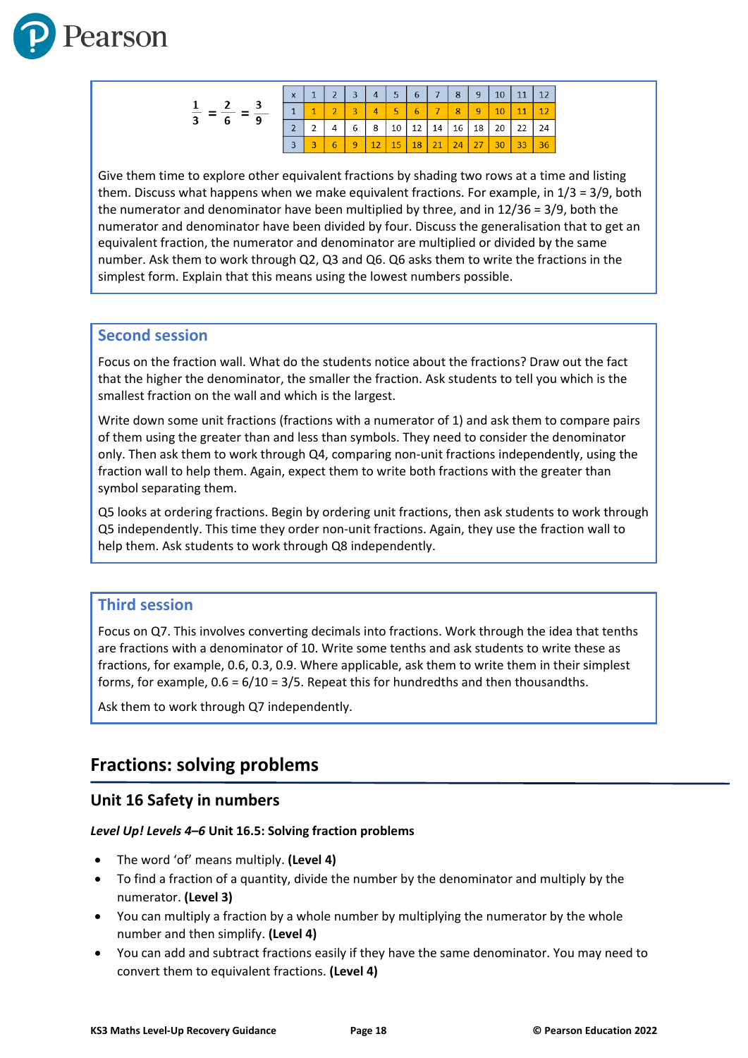$$\frac{1}{3} = \frac{2}{6} = \frac{3}{9}$$

| x | 1 | 2 | 3 | 4 | 5 | 6 | 7 | 8 | 9 | 10 | 11 | 12 |
|---|---|---|---|---|---|---|---|---|---|---|---|---|
| 1 | 1 | 2 | 3 | 4 | 5 | 6 | 7 | 8 | 9 | 10 | 11 | 12 |
| 2 | 2 | 4 | 6 | 8 | 10 | 12 | 14 | 16 | 18 | 20 | 22 | 24 |
| 3 | 3 | 6 | 9 | 12 | 15 | 18 | 21 | 24 | 27 | 30 | 33 | 36 |

Give them time to explore other equivalent fractions by shading two rows at a time and listing them. Discuss what happens when we make equivalent fractions. For example, in 1/3 = 3/9, both the numerator and denominator have been multiplied by three, and in 12/36 = 3/9, both the numerator and denominator have been divided by four. Discuss the generalisation that to get an equivalent fraction, the numerator and denominator are multiplied or divided by the same number. Ask them to work through Q2, Q3 and Q6. Q6 asks them to write the fractions in the simplest form. Explain that this means using the lowest numbers possible.

### Second session

Focus on the fraction wall. What do the students notice about the fractions? Draw out the fact that the higher the denominator, the smaller the fraction. Ask students to tell you which is the smallest fraction on the wall and which is the largest.

Write down some unit fractions (fractions with a numerator of 1) and ask them to compare pairs of them using the greater than and less than symbols. They need to consider the denominator only. Then ask them to work through Q4, comparing non-unit fractions independently, using the fraction wall to help them. Again, expect them to write both fractions with the greater than symbol separating them.

Q5 looks at ordering fractions. Begin by ordering unit fractions, then ask students to work through Q5 independently. This time they order non-unit fractions. Again, they use the fraction wall to help them. Ask students to work through Q8 independently.

### Third session

Focus on Q7. This involves converting decimals into fractions. Work through the idea that tenths are fractions with a denominator of 10. Write some tenths and ask students to write these as fractions, for example, 0.6, 0.3, 0.9. Where applicable, ask them to write them in their simplest forms, for example, 0.6 = 6/10 = 3/5. Repeat this for hundredths and then thousandths.

Ask them to work through Q7 independently.

## Fractions: solving problems

### Unit 16 Safety in numbers

***Level Up! Levels 4–6*** **Unit 16.5: Solving fraction problems**

- The word 'of' means multiply. **(Level 4)**
- To find a fraction of a quantity, divide the number by the denominator and multiply by the numerator. **(Level 3)**
- You can multiply a fraction by a whole number by multiplying the numerator by the whole number and then simplify. **(Level 4)**
- You can add and subtract fractions easily if they have the same denominator. You may need to convert them to equivalent fractions. **(Level 4)**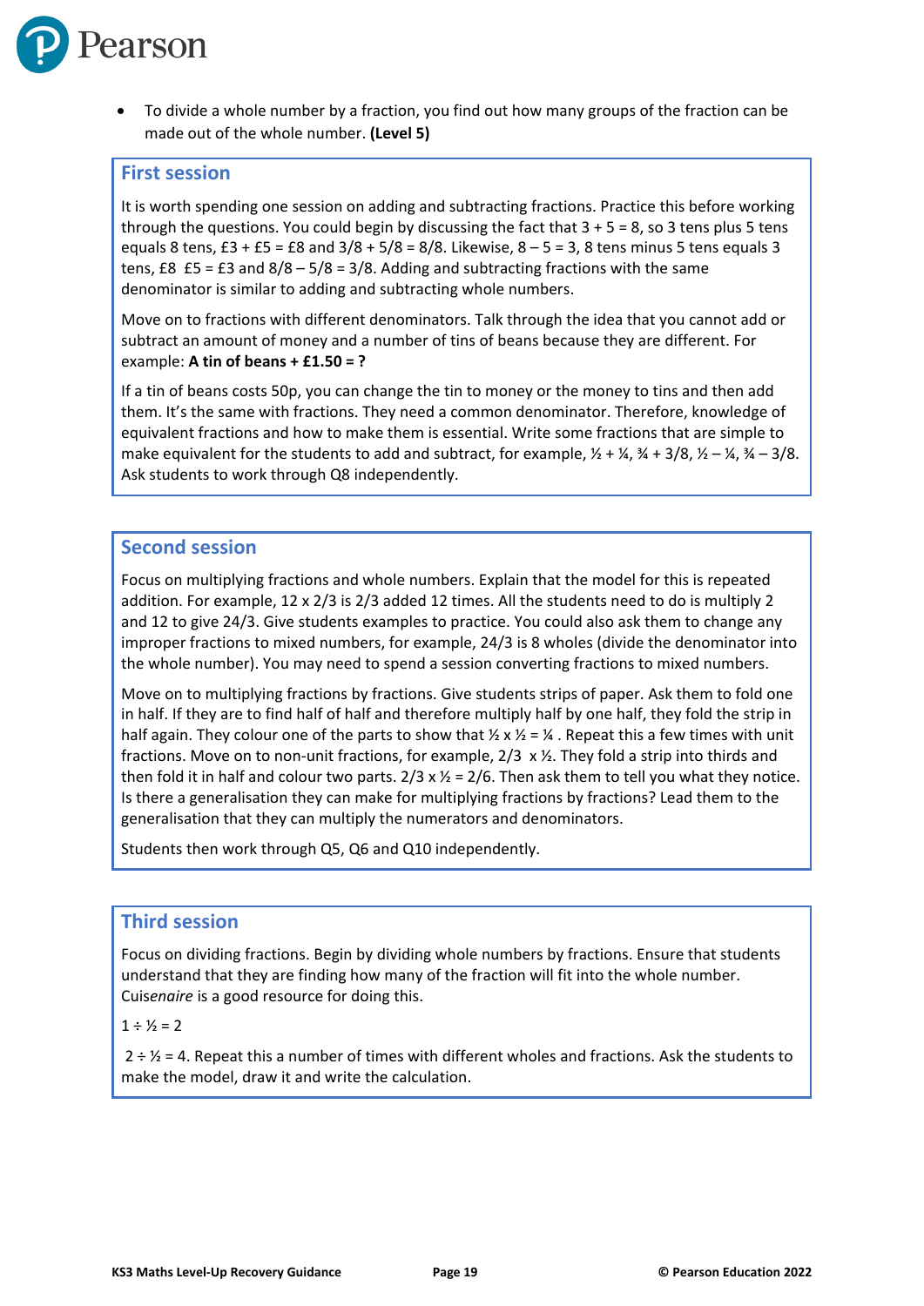- To divide a whole number by a fraction, you find out how many groups of the fraction can be made out of the whole number. **(Level 5)**

## First session

It is worth spending one session on adding and subtracting fractions. Practice this before working through the questions. You could begin by discussing the fact that 3 + 5 = 8, so 3 tens plus 5 tens equals 8 tens, £3 + £5 = £8 and 3/8 + 5/8 = 8/8. Likewise, 8 – 5 = 3, 8 tens minus 5 tens equals 3 tens, £8  £5 = £3 and 8/8 – 5/8 = 3/8. Adding and subtracting fractions with the same denominator is similar to adding and subtracting whole numbers.

Move on to fractions with different denominators. Talk through the idea that you cannot add or subtract an amount of money and a number of tins of beans because they are different. For example: **A tin of beans + £1.50 = ?**

If a tin of beans costs 50p, you can change the tin to money or the money to tins and then add them. It's the same with fractions. They need a common denominator. Therefore, knowledge of equivalent fractions and how to make them is essential. Write some fractions that are simple to make equivalent for the students to add and subtract, for example, ½ + ¼, ¾ + 3/8, ½ – ¼, ¾ – 3/8. Ask students to work through Q8 independently.

## Second session

Focus on multiplying fractions and whole numbers. Explain that the model for this is repeated addition. For example, 12 x 2/3 is 2/3 added 12 times. All the students need to do is multiply 2 and 12 to give 24/3. Give students examples to practice. You could also ask them to change any improper fractions to mixed numbers, for example, 24/3 is 8 wholes (divide the denominator into the whole number). You may need to spend a session converting fractions to mixed numbers.

Move on to multiplying fractions by fractions. Give students strips of paper. Ask them to fold one in half. If they are to find half of half and therefore multiply half by one half, they fold the strip in half again. They colour one of the parts to show that ½ x ½ = ¼ . Repeat this a few times with unit fractions. Move on to non-unit fractions, for example, 2/3  x ½. They fold a strip into thirds and then fold it in half and colour two parts. 2/3 x ½ = 2/6. Then ask them to tell you what they notice. Is there a generalisation they can make for multiplying fractions by fractions? Lead them to the generalisation that they can multiply the numerators and denominators.

Students then work through Q5, Q6 and Q10 independently.

## Third session

Focus on dividing fractions. Begin by dividing whole numbers by fractions. Ensure that students understand that they are finding how many of the fraction will fit into the whole number. Cuis*enaire* is a good resource for doing this.

1 ÷ ½ = 2

2 ÷ ½ = 4. Repeat this a number of times with different wholes and fractions. Ask the students to make the model, draw it and write the calculation.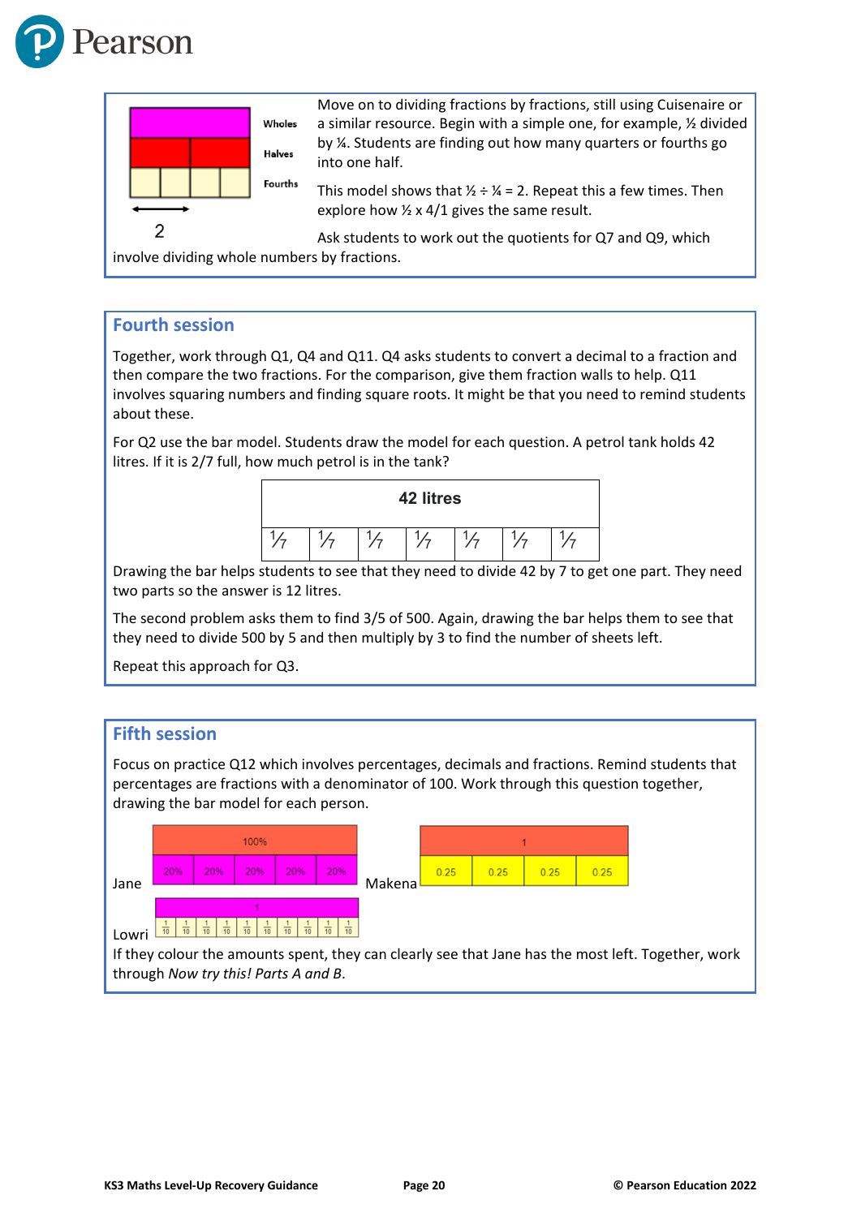Wholes

Halves

Fourths

2

Move on to dividing fractions by fractions, still using Cuisenaire or a similar resource. Begin with a simple one, for example, ½ divided by ¼. Students are finding out how many quarters or fourths go into one half.

This model shows that ½ ÷ ¼ = 2. Repeat this a few times. Then explore how ½ x 4/1 gives the same result.

Ask students to work out the quotients for Q7 and Q9, which involve dividing whole numbers by fractions.

## Fourth session

Together, work through Q1, Q4 and Q11. Q4 asks students to convert a decimal to a fraction and then compare the two fractions. For the comparison, give them fraction walls to help. Q11 involves squaring numbers and finding square roots. It might be that you need to remind students about these.

For Q2 use the bar model. Students draw the model for each question. A petrol tank holds 42 litres. If it is 2/7 full, how much petrol is in the tank?

| 42 litres | | | | | | |
|---|---|---|---|---|---|---|
| $\frac{1}{7}$ | $\frac{1}{7}$ | $\frac{1}{7}$ | $\frac{1}{7}$ | $\frac{1}{7}$ | $\frac{1}{7}$ | $\frac{1}{7}$ |

Drawing the bar helps students to see that they need to divide 42 by 7 to get one part. They need two parts so the answer is 12 litres.

The second problem asks them to find 3/5 of 500. Again, drawing the bar helps them to see that they need to divide 500 by 5 and then multiply by 3 to find the number of sheets left.

Repeat this approach for Q3.

## Fifth session

Focus on practice Q12 which involves percentages, decimals and fractions. Remind students that percentages are fractions with a denominator of 100. Work through this question together, drawing the bar model for each person.

Jane

| 100% | | | | |
|---|---|---|---|---|
| 20% | 20% | 20% | 20% | 20% |

Makena

| 1 | | | |
|---|---|---|---|
| 0.25 | 0.25 | 0.25 | 0.25 |

Lowri

| 1 | | | | | | | | | |
|---|---|---|---|---|---|---|---|---|---|
| $\frac{1}{10}$ | $\frac{1}{10}$ | $\frac{1}{10}$ | $\frac{1}{10}$ | $\frac{1}{10}$ | $\frac{1}{10}$ | $\frac{1}{10}$ | $\frac{1}{10}$ | $\frac{1}{10}$ | $\frac{1}{10}$ |

If they colour the amounts spent, they can clearly see that Jane has the most left. Together, work through *Now try this! Parts A and B*.